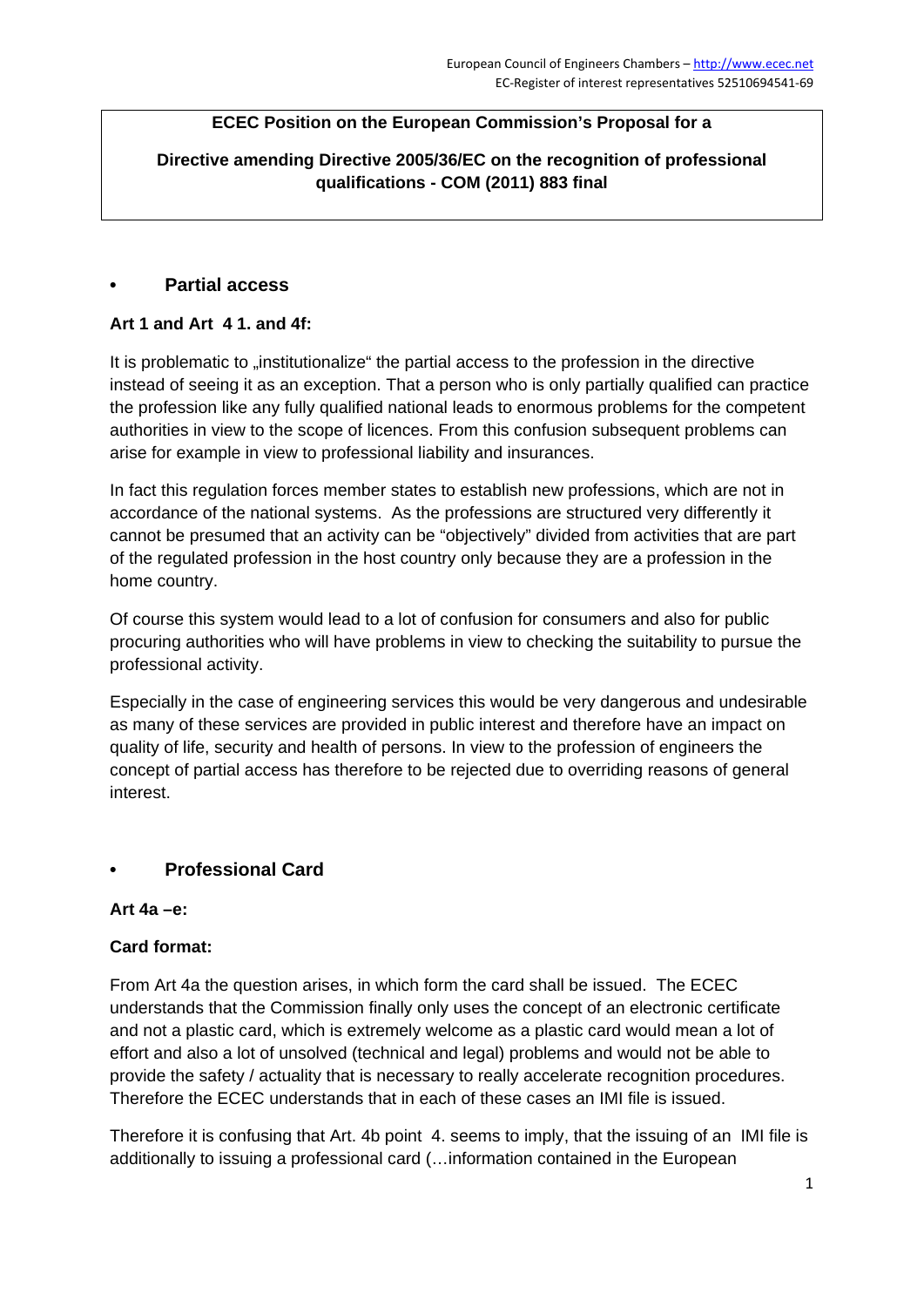**ECEC Position on the European Commission's Proposal for a**

**Directive amending Directive 2005/36/EC on the recognition of professional qualifications - COM (2011) 883 final**

## • Partial access

**Art 1 and Art 4 1. and 4f:**

It is problematic to „institutionalize" the partial access to the profession in the directive instead of seeing it as an exception. That a person who is only partially qualified can practice the profession like any fully qualified national leads to enormous problems for the competent authorities in view to the scope of licences. From this confusion subsequent problems can arise for example in view to professional liability and insurances.

In fact this regulation forces member states to establish new professions, which are not in accordance of the national systems. As the professions are structured very differently it cannot be presumed that an activity can be "objectively" divided from activities that are part of the regulated profession in the host country only because they are a profession in the home country.

Of course this system would lead to a lot of confusion for consumers and also for public procuring authorities who will have problems in view to checking the suitability to pursue the professional activity.

Especially in the case of engineering services this would be very dangerous and undesirable as many of these services are provided in public interest and therefore have an impact on quality of life, security and health of persons. In view to the profession of engineers the concept of partial access has therefore to be rejected due to overriding reasons of general interest.

## • Professional Card

**Art 4a –e:**

**Card format:**

From Art 4a the question arises, in which form the card shall be issued. The ECEC understands that the Commission finally only uses the concept of an electronic certificate and not a plastic card, which is extremely welcome as a plastic card would mean a lot of effort and also a lot of unsolved (technical and legal) problems and would not be able to provide the safety / actuality that is necessary to really accelerate recognition procedures. Therefore the ECEC understands that in each of these cases an IMI file is issued.

Therefore it is confusing that Art. 4b point 4. seems to imply, that the issuing of an IMI file is additionally to issuing a professional card (…information contained in the European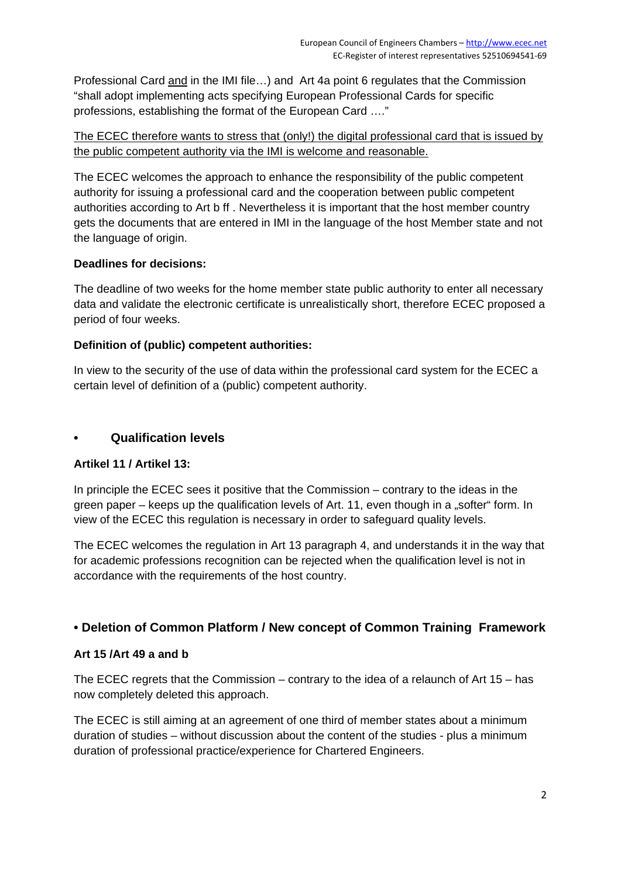Professional Card <u>and</u> in the IMI file…) and Art 4a point 6 regulates that the Commission "shall adopt implementing acts specifying European Professional Cards for specific professions, establishing the format of the European Card …."

<u>The ECEC therefore wants to stress that (only!) the digital professional card that is issued by the public competent authority via the IMI is welcome and reasonable.</u>

The ECEC welcomes the approach to enhance the responsibility of the public competent authority for issuing a professional card and the cooperation between public competent authorities according to Art b ff . Nevertheless it is important that the host member country gets the documents that are entered in IMI in the language of the host Member state and not the language of origin.

**Deadlines for decisions:**

The deadline of two weeks for the home member state public authority to enter all necessary data and validate the electronic certificate is unrealistically short, therefore ECEC proposed a period of four weeks.

**Definition of (public) competent authorities:**

In view to the security of the use of data within the professional card system for the ECEC a certain level of definition of a (public) competent authority.

## • Qualification levels

**Artikel 11 / Artikel 13:**

In principle the ECEC sees it positive that the Commission – contrary to the ideas in the green paper – keeps up the qualification levels of Art. 11, even though in a „softer" form. In view of the ECEC this regulation is necessary in order to safeguard quality levels.

The ECEC welcomes the regulation in Art 13 paragraph 4, and understands it in the way that for academic professions recognition can be rejected when the qualification level is not in accordance with the requirements of the host country.

## • Deletion of Common Platform / New concept of Common Training Framework

**Art 15 /Art 49 a and b**

The ECEC regrets that the Commission – contrary to the idea of a relaunch of Art 15 – has now completely deleted this approach.

The ECEC is still aiming at an agreement of one third of member states about a minimum duration of studies – without discussion about the content of the studies - plus a minimum duration of professional practice/experience for Chartered Engineers.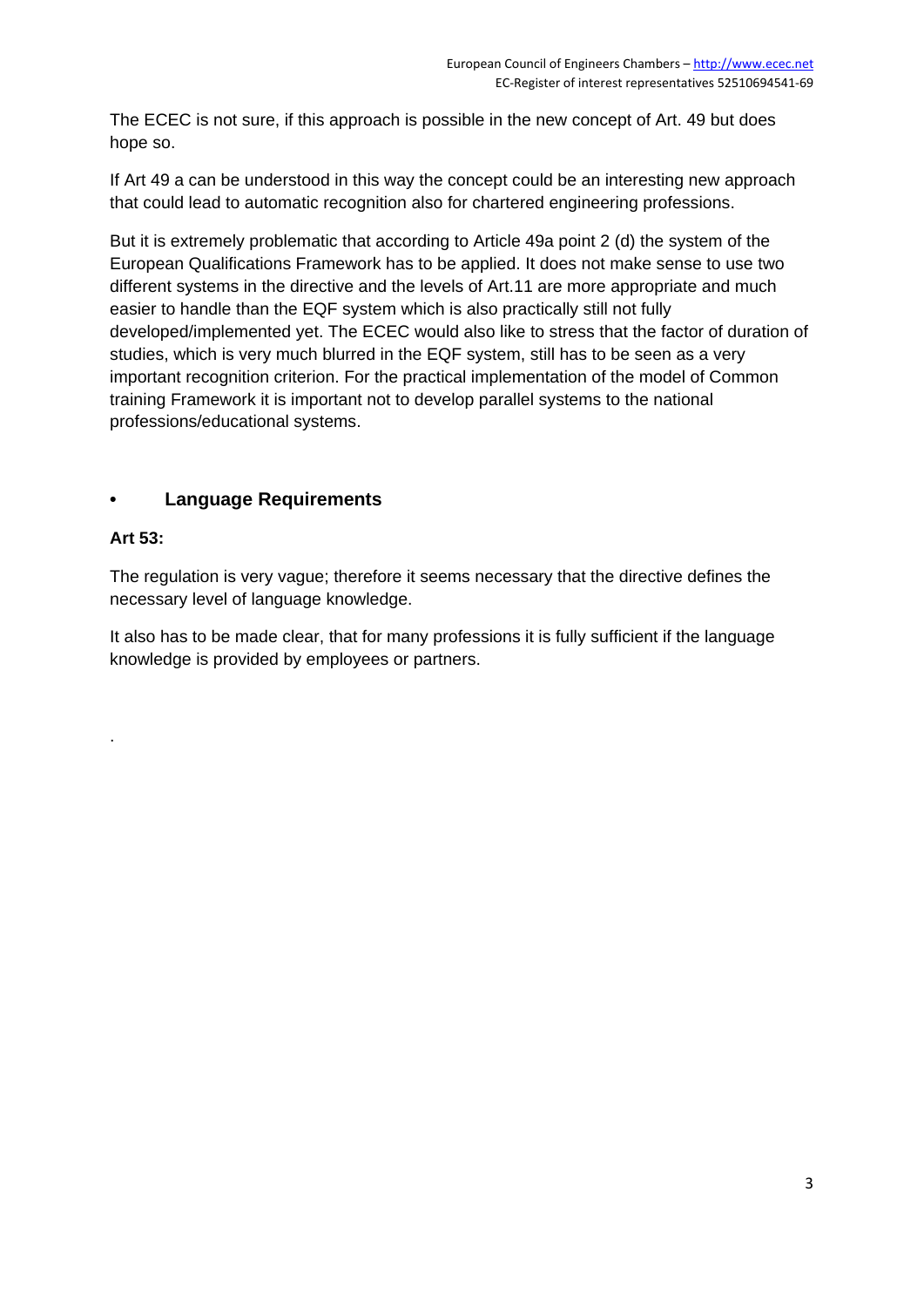The ECEC is not sure, if this approach is possible in the new concept of Art. 49 but does hope so.

If Art 49 a can be understood in this way the concept could be an interesting new approach that could lead to automatic recognition also for chartered engineering professions.

But it is extremely problematic that according to Article 49a point 2 (d) the system of the European Qualifications Framework has to be applied. It does not make sense to use two different systems in the directive and the levels of Art.11 are more appropriate and much easier to handle than the EQF system which is also practically still not fully developed/implemented yet. The ECEC would also like to stress that the factor of duration of studies, which is very much blurred in the EQF system, still has to be seen as a very important recognition criterion. For the practical implementation of the model of Common training Framework it is important not to develop parallel systems to the national professions/educational systems.

## • Language Requirements

**Art 53:**

The regulation is very vague; therefore it seems necessary that the directive defines the necessary level of language knowledge.

It also has to be made clear, that for many professions it is fully sufficient if the language knowledge is provided by employees or partners.

.